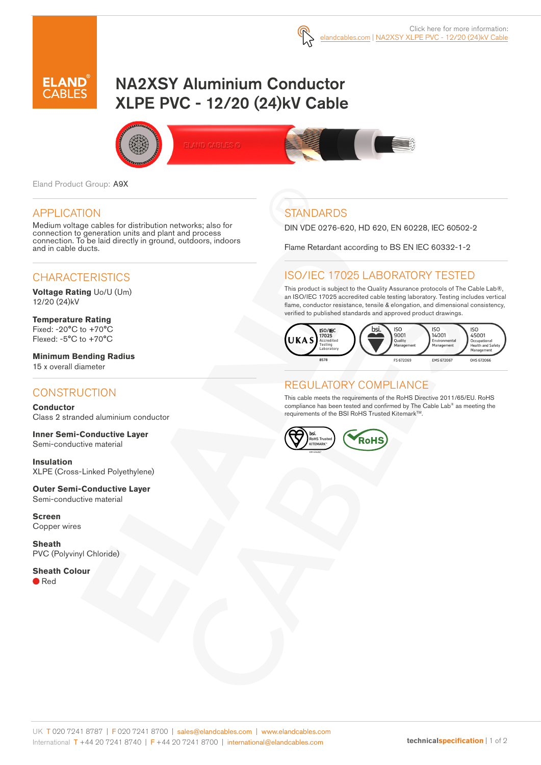Click here for more information:
elandcables.com | NA2XSY XLPE PVC - 12/20 (24)kV Cable

# NA2XSY Aluminium Conductor XLPE PVC - 12/20 (24)kV Cable

Eland Product Group: A9X

## APPLICATION

Medium voltage cables for distribution networks; also for connection to generation units and plant and process connection. To be laid directly in ground, outdoors, indoors and in cable ducts.

## CHARACTERISTICS

**Voltage Rating** Uo/U (Um)
12/20 (24)kV

**Temperature Rating**
Fixed: -20°C to +70°C
Flexed: -5°C to +70°C

**Minimum Bending Radius**
15 x overall diameter

## CONSTRUCTION

**Conductor**
Class 2 stranded aluminium conductor

**Inner Semi-Conductive Layer**
Semi-conductive material

**Insulation**
XLPE (Cross-Linked Polyethylene)

**Outer Semi-Conductive Layer**
Semi-conductive material

**Screen**
Copper wires

**Sheath**
PVC (Polyvinyl Chloride)

**Sheath Colour**
Red

## STANDARDS

DIN VDE 0276-620, HD 620, EN 60228, IEC 60502-2

Flame Retardant according to BS EN IEC 60332-1-2

## ISO/IEC 17025 LABORATORY TESTED

This product is subject to the Quality Assurance protocols of The Cable Lab®, an ISO/IEC 17025 accredited cable testing laboratory. Testing includes vertical flame, conductor resistance, tensile & elongation, and dimensional consistency, verified to published standards and approved product drawings.

UKAS ISO/IEC 17025 Accredited Testing Laboratory 8578 | bsi. ISO 9001 Quality Management FS 672069 | ISO 14001 Environmental Management EMS 672067 | ISO 45001 Occupational Health and Safety Management OHS 672066

## REGULATORY COMPLIANCE

This cable meets the requirements of the RoHS Directive 2011/65/EU. RoHS compliance has been tested and confirmed by The Cable Lab® as meeting the requirements of the BSI RoHS Trusted Kitemark™.

bsi. RoHS Trusted KITEMARK™ | RoHS

UK T 020 7241 8787 | F 020 7241 8700 | sales@elandcables.com | www.elandcables.com
International T +44 20 7241 8740 | F +44 20 7241 8700 | international@elandcables.com

technicalspecification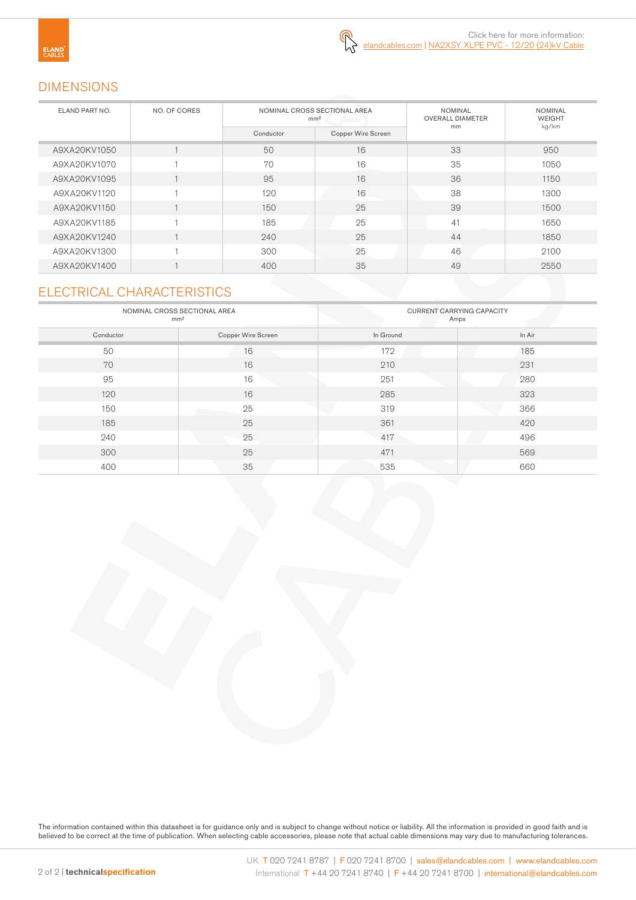Click here for more information:
elandcables.com | NA2XSY XLPE PVC - 12/20 (24)kV Cable

## DIMENSIONS

| ELAND PART NO. | NO. OF CORES | NOMINAL CROSS SECTIONAL AREA mm² | | NOMINAL OVERALL DIAMETER mm | NOMINAL WEIGHT kg/km |
|---|---|---|---|---|---|
| | | Conductor | Copper Wire Screen | | |
| A9XA20KV1050 | 1 | 50 | 16 | 33 | 950 |
| A9XA20KV1070 | 1 | 70 | 16 | 35 | 1050 |
| A9XA20KV1095 | 1 | 95 | 16 | 36 | 1150 |
| A9XA20KV1120 | 1 | 120 | 16 | 38 | 1300 |
| A9XA20KV1150 | 1 | 150 | 25 | 39 | 1500 |
| A9XA20KV1185 | 1 | 185 | 25 | 41 | 1650 |
| A9XA20KV1240 | 1 | 240 | 25 | 44 | 1850 |
| A9XA20KV1300 | 1 | 300 | 25 | 46 | 2100 |
| A9XA20KV1400 | 1 | 400 | 35 | 49 | 2550 |

## ELECTRICAL CHARACTERISTICS

| NOMINAL CROSS SECTIONAL AREA mm² | | CURRENT CARRYING CAPACITY Amps | |
|---|---|---|---|
| Conductor | Copper Wire Screen | In Ground | In Air |
| 50 | 16 | 172 | 185 |
| 70 | 16 | 210 | 231 |
| 95 | 16 | 251 | 280 |
| 120 | 16 | 285 | 323 |
| 150 | 25 | 319 | 366 |
| 185 | 25 | 361 | 420 |
| 240 | 25 | 417 | 496 |
| 300 | 25 | 471 | 569 |
| 400 | 35 | 535 | 660 |

The information contained within this datasheet is for guidance only and is subject to change without notice or liability. All the information is provided in good faith and is believed to be correct at the time of publication. When selecting cable accessories, please note that actual cable dimensions may vary due to manufacturing tolerances.

UK T 020 7241 8787 | F 020 7241 8700 | sales@elandcables.com | www.elandcables.com
International T +44 20 7241 8740 | F +44 20 7241 8700 | international@elandcables.com